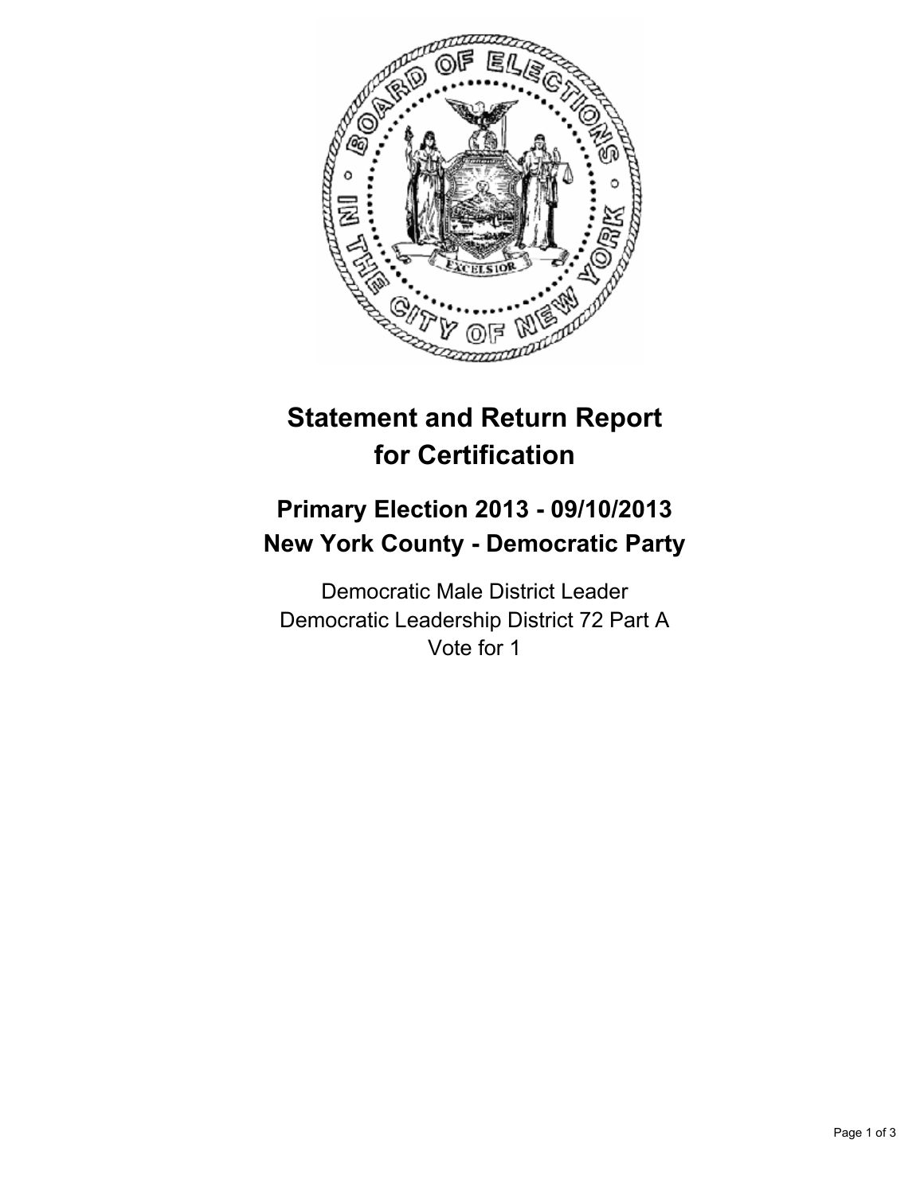# Statement and Return Report for Certification

## Primary Election 2013 - 09/10/2013
## New York County - Democratic Party

Democratic Male District Leader
Democratic Leadership District 72 Part A
Vote for 1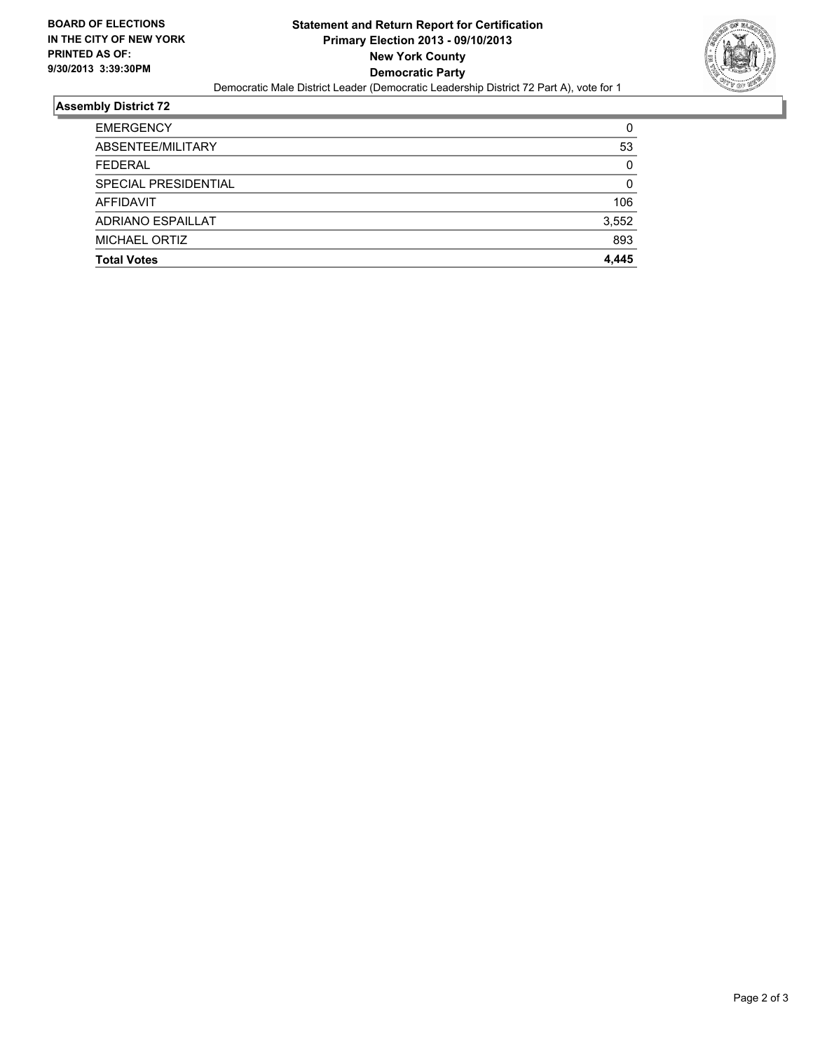**BOARD OF ELECTIONS IN THE CITY OF NEW YORK PRINTED AS OF: 9/30/2013 3:39:30PM**

# Statement and Return Report for Certification
## Primary Election 2013 - 09/10/2013
## New York County
## Democratic Party

Democratic Male District Leader (Democratic Leadership District 72 Part A), vote for 1

### Assembly District 72

| | |
|---|---|
| EMERGENCY | 0 |
| ABSENTEE/MILITARY | 53 |
| FEDERAL | 0 |
| SPECIAL PRESIDENTIAL | 0 |
| AFFIDAVIT | 106 |
| ADRIANO ESPAILLAT | 3,552 |
| MICHAEL ORTIZ | 893 |
| **Total Votes** | **4,445** |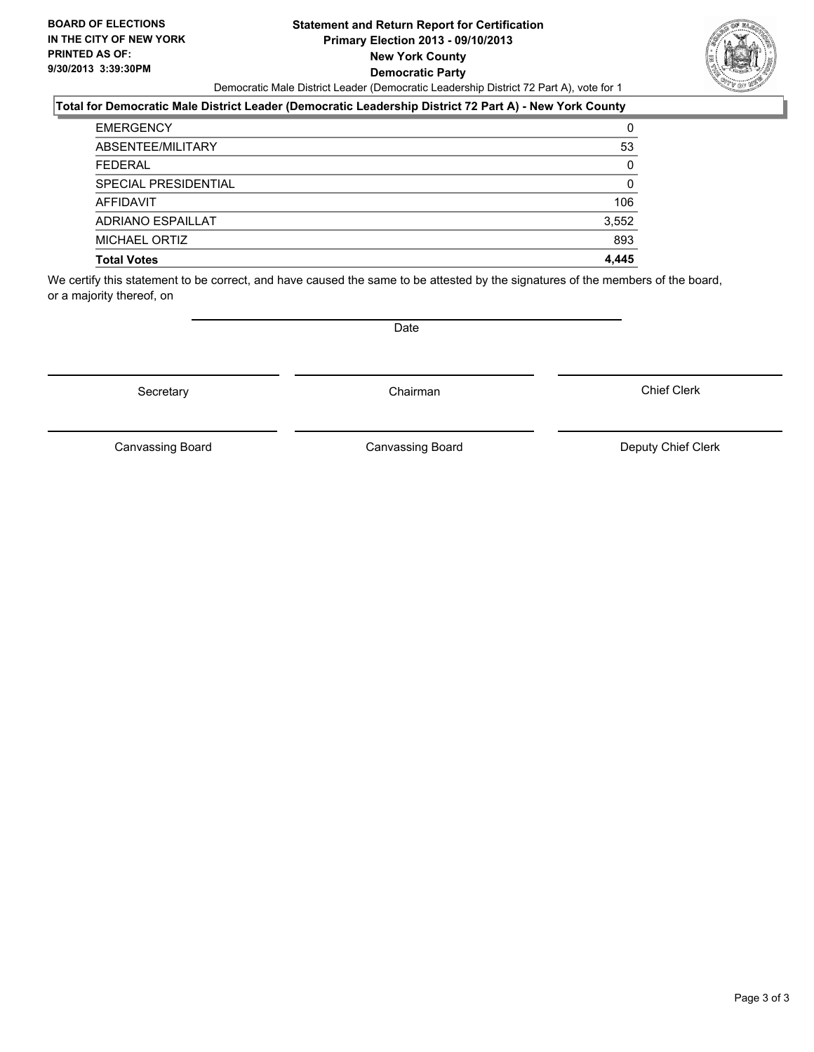**BOARD OF ELECTIONS IN THE CITY OF NEW YORK PRINTED AS OF: 9/30/2013 3:39:30PM**

**Statement and Return Report for Certification**
**Primary Election 2013 - 09/10/2013**
**New York County**
**Democratic Party**

Democratic Male District Leader (Democratic Leadership District 72 Part A), vote for 1

### Total for Democratic Male District Leader (Democratic Leadership District 72 Part A) - New York County

| | |
|---|---|
| EMERGENCY | 0 |
| ABSENTEE/MILITARY | 53 |
| FEDERAL | 0 |
| SPECIAL PRESIDENTIAL | 0 |
| AFFIDAVIT | 106 |
| ADRIANO ESPAILLAT | 3,552 |
| MICHAEL ORTIZ | 893 |
| **Total Votes** | **4,445** |

We certify this statement to be correct, and have caused the same to be attested by the signatures of the members of the board, or a majority thereof, on

Date

Secretary | Chairman | Chief Clerk

Canvassing Board | Canvassing Board | Deputy Chief Clerk